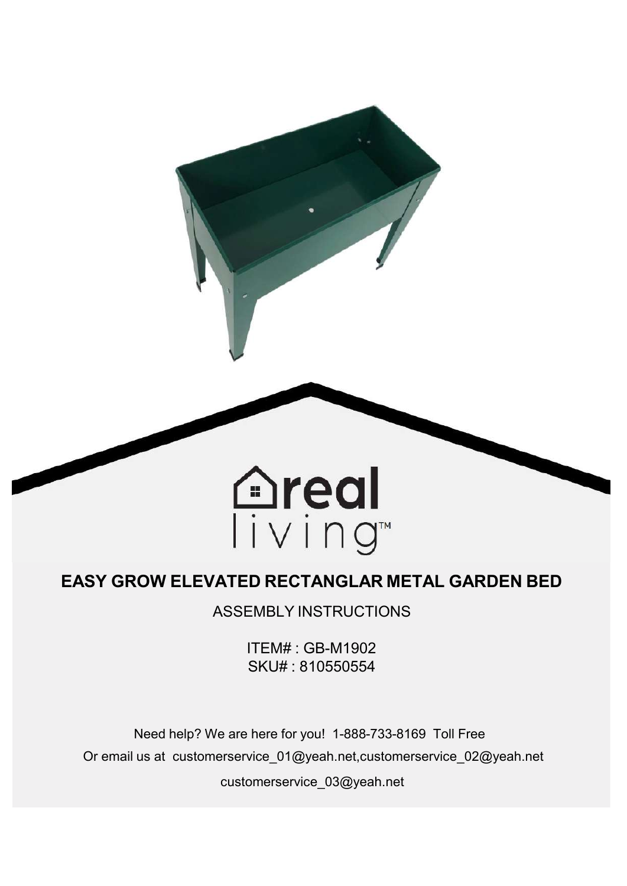real living™

# EASY GROW ELEVATED RECTANGLAR METAL GARDEN BED

ASSEMBLY INSTRUCTIONS

ITEM# : GB-M1902
SKU# : 810550554

Need help? We are here for you! 1-888-733-8169 Toll Free

Or email us at customerservice_01@yeah.net,customerservice_02@yeah.net

customerservice_03@yeah.net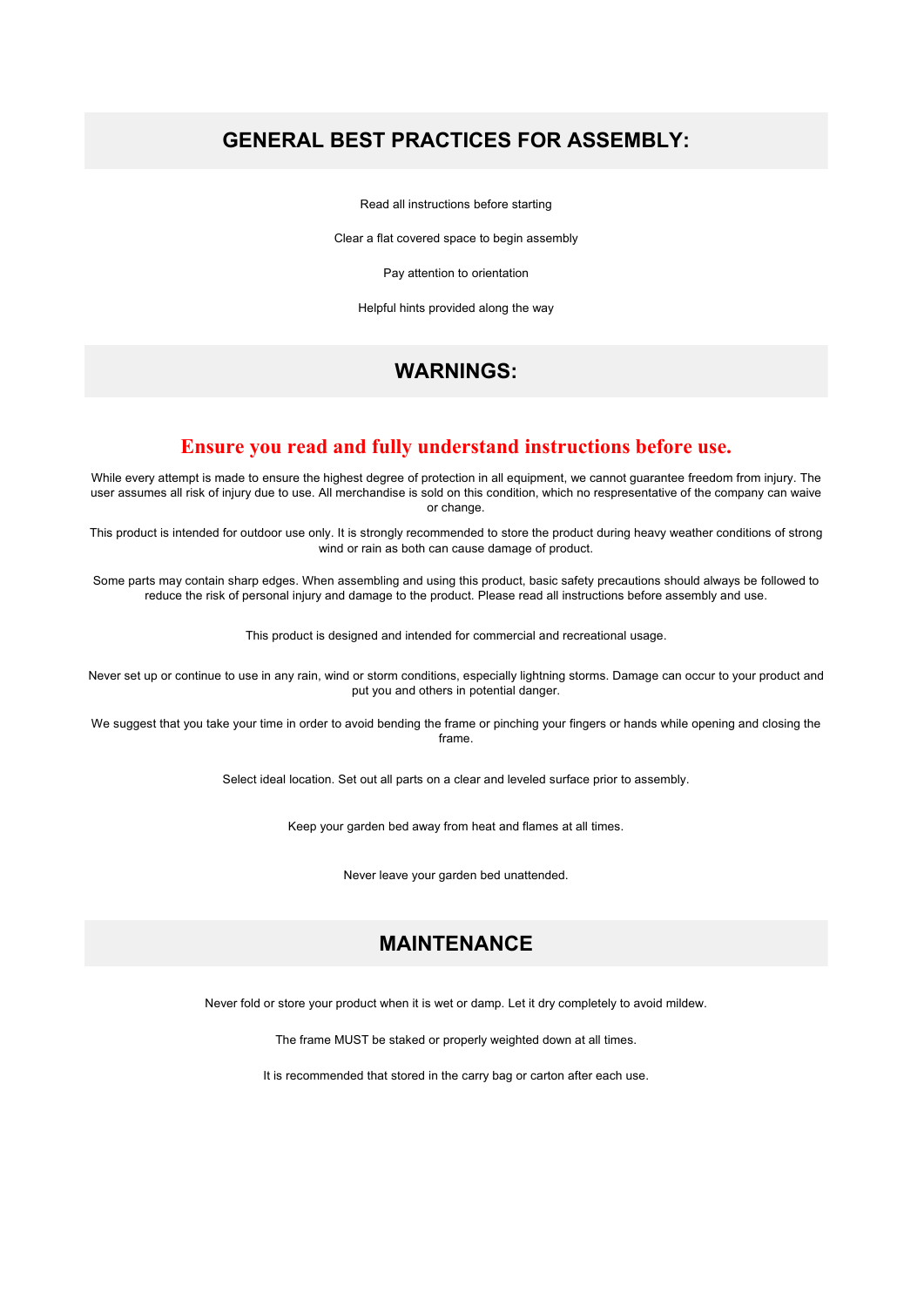## GENERAL BEST PRACTICES FOR ASSEMBLY:

Read all instructions before starting

Clear a flat covered space to begin assembly

Pay attention to orientation

Helpful hints provided along the way

## WARNINGS:

### Ensure you read and fully understand instructions before use.

While every attempt is made to ensure the highest degree of protection in all equipment, we cannot guarantee freedom from injury. The user assumes all risk of injury due to use. All merchandise is sold on this condition, which no respresentative of the company can waive or change.

This product is intended for outdoor use only. It is strongly recommended to store the product during heavy weather conditions of strong wind or rain as both can cause damage of product.

Some parts may contain sharp edges. When assembling and using this product, basic safety precautions should always be followed to reduce the risk of personal injury and damage to the product. Please read all instructions before assembly and use.

This product is designed and intended for commercial and recreational usage.

Never set up or continue to use in any rain, wind or storm conditions, especially lightning storms. Damage can occur to your product and put you and others in potential danger.

We suggest that you take your time in order to avoid bending the frame or pinching your fingers or hands while opening and closing the frame.

Select ideal location. Set out all parts on a clear and leveled surface prior to assembly.

Keep your garden bed away from heat and flames at all times.

Never leave your garden bed unattended.

## MAINTENANCE

Never fold or store your product when it is wet or damp. Let it dry completely to avoid mildew.

The frame MUST be staked or properly weighted down at all times.

It is recommended that stored in the carry bag or carton after each use.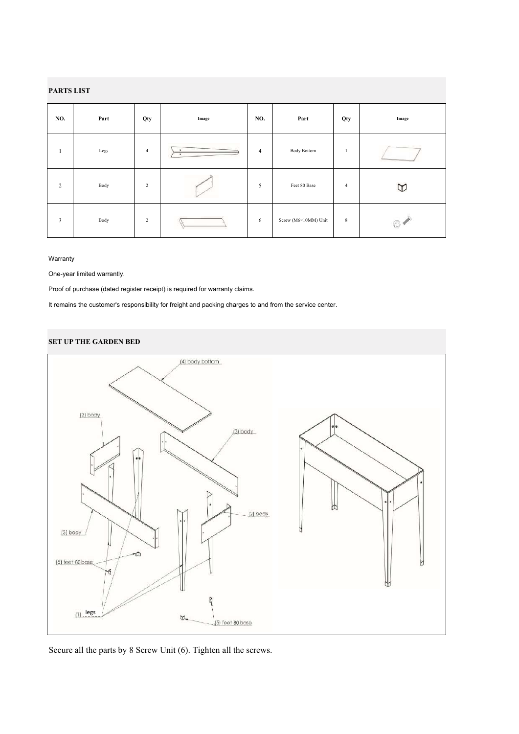## PARTS LIST

| NO. | Part | Qty | Image | NO. | Part | Qty | Image |
|---|---|---|---|---|---|---|---|
| 1 | Legs | 4 | | 4 | Body Bottom | 1 | |
| 2 | Body | 2 | | 5 | Feet 80 Base | 4 | |
| 3 | Body | 2 | | 6 | Screw (M6×10MM) Unit | 8 | |

Warranty

One-year limited warrantly.

Proof of purchase (dated register receipt) is required for warranty claims.

It remains the customer's responsibility for freight and packing charges to and from the service center.

## SET UP THE GARDEN BED

(4) body bottom

(2) body

(3) body

(3) body

(2) body

(5) feet 80 base

(1) legs

(5) feet 80 base

Secure all the parts by 8 Screw Unit (6). Tighten all the screws.